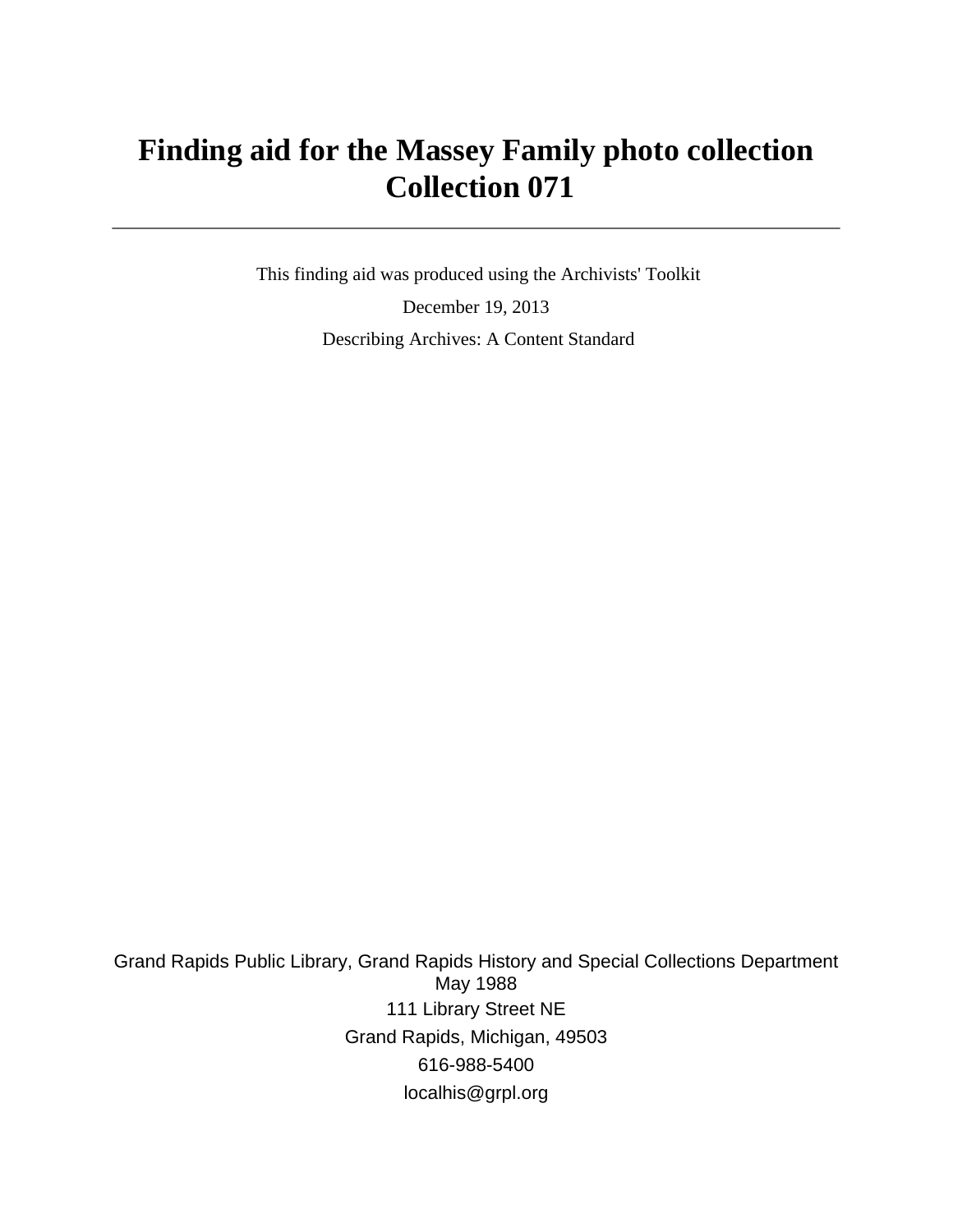# Finding aid for the Massey Family photo collection
# Collection 071

---

This finding aid was produced using the Archivists' Toolkit

December 19, 2013

Describing Archives: A Content Standard

Grand Rapids Public Library, Grand Rapids History and Special Collections Department
May 1988

111 Library Street NE

Grand Rapids, Michigan, 49503

616-988-5400

localhis@grpl.org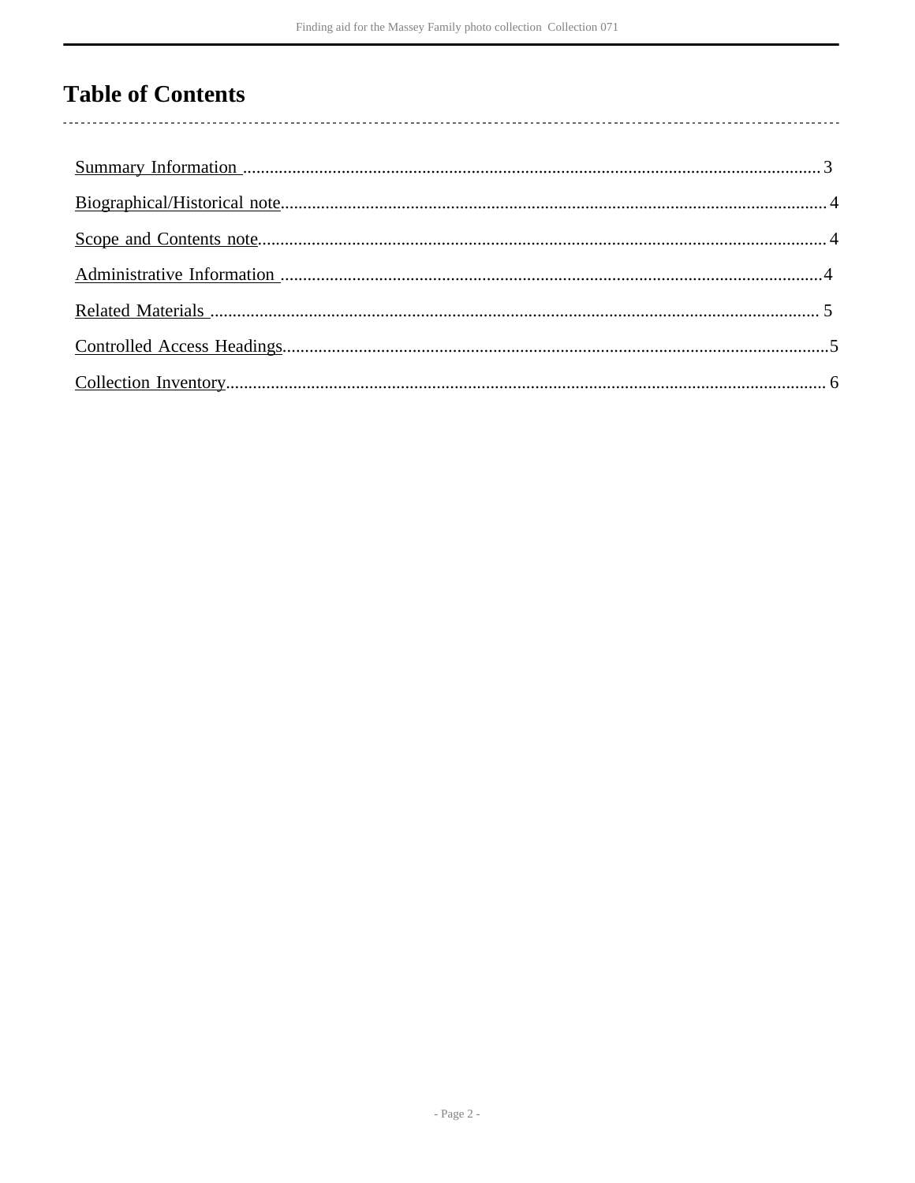# Table of Contents

- Summary Information ... 3
- Biographical/Historical note ... 4
- Scope and Contents note ... 4
- Administrative Information ... 4
- Related Materials ... 5
- Controlled Access Headings ... 5
- Collection Inventory ... 6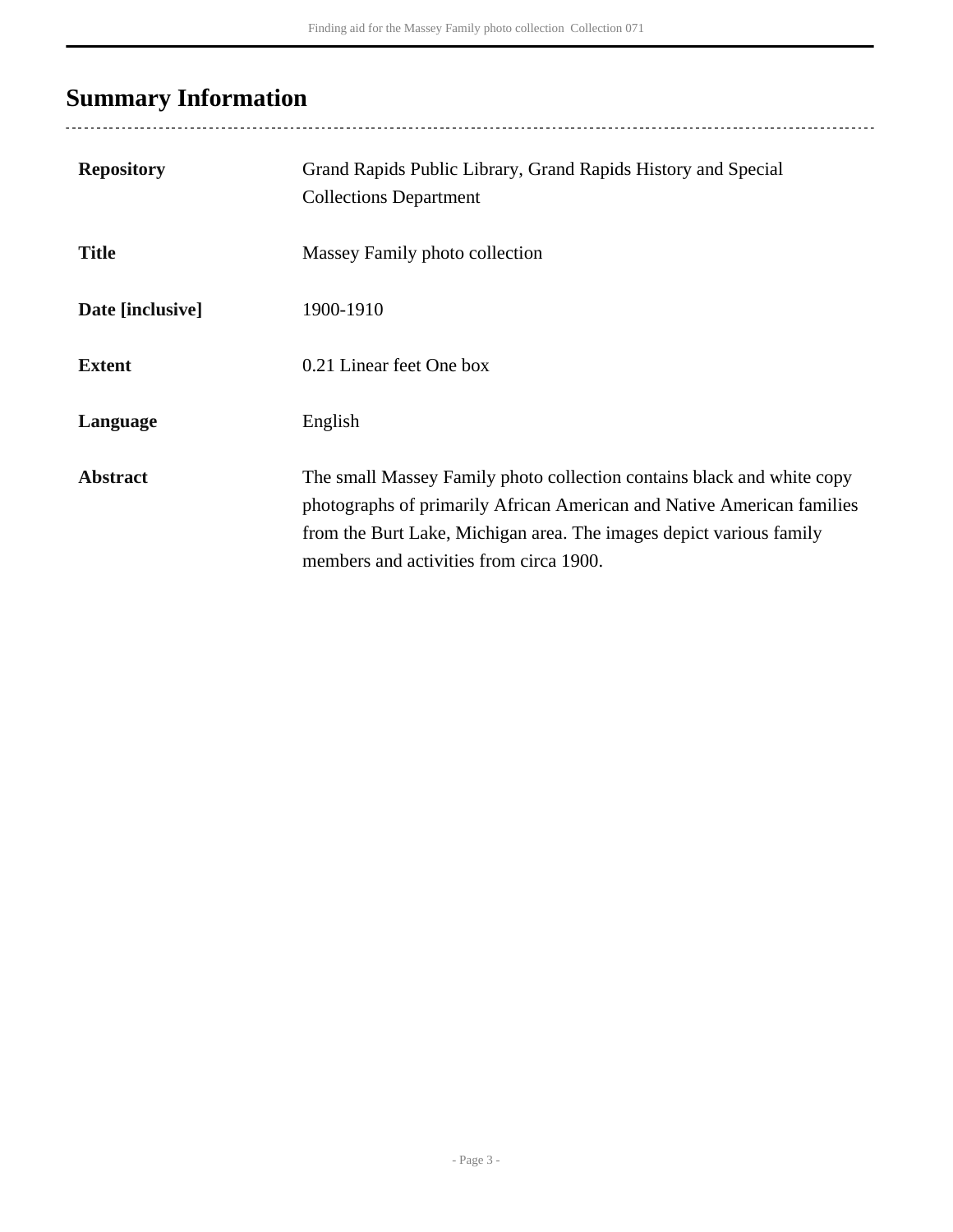## Summary Information

| | |
|---|---|
| **Repository** | Grand Rapids Public Library, Grand Rapids History and Special Collections Department |
| **Title** | Massey Family photo collection |
| **Date [inclusive]** | 1900-1910 |
| **Extent** | 0.21 Linear feet One box |
| **Language** | English |
| **Abstract** | The small Massey Family photo collection contains black and white copy photographs of primarily African American and Native American families from the Burt Lake, Michigan area. The images depict various family members and activities from circa 1900. |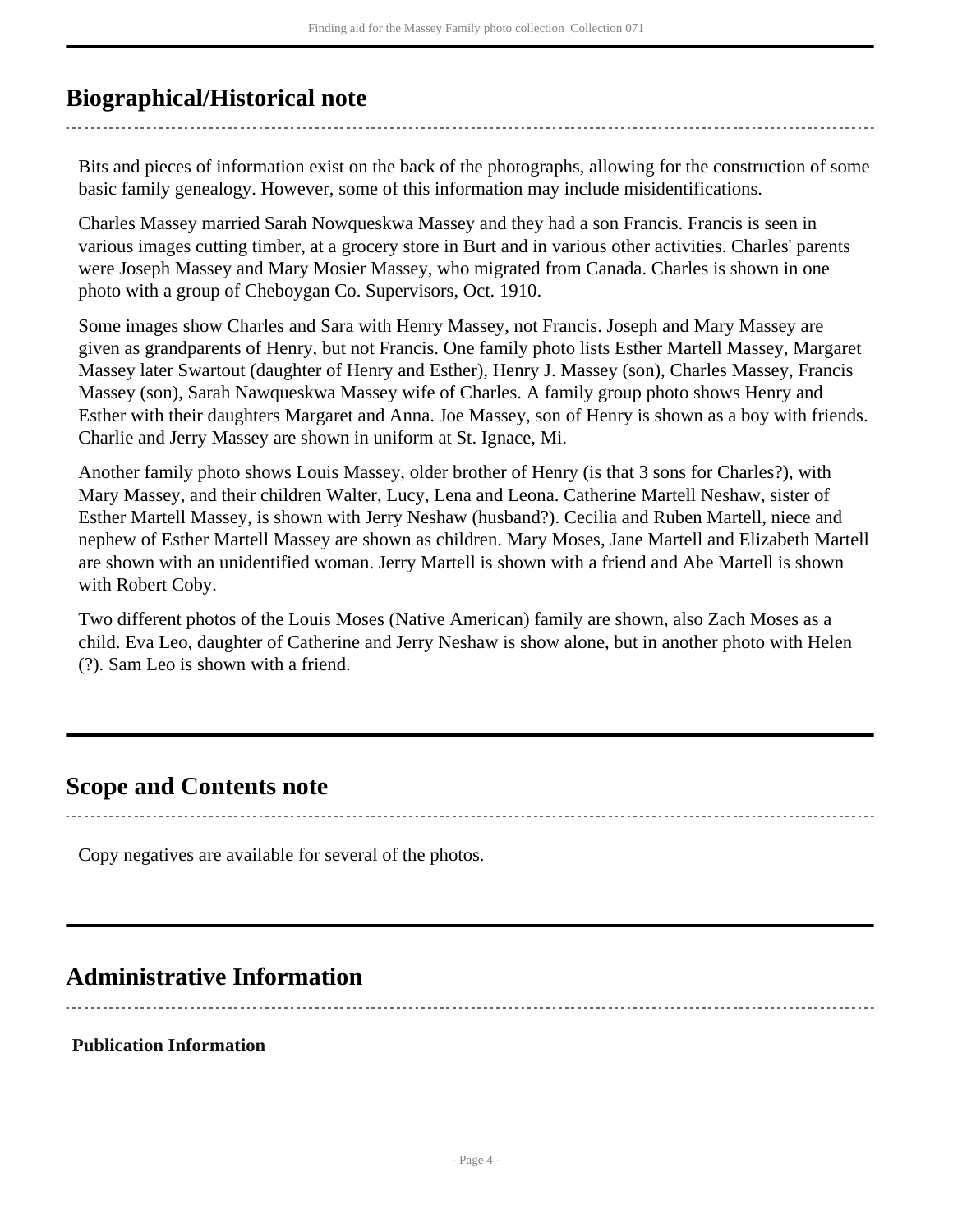## Biographical/Historical note

Bits and pieces of information exist on the back of the photographs, allowing for the construction of some basic family genealogy. However, some of this information may include misidentifications.

Charles Massey married Sarah Nowqueskwa Massey and they had a son Francis. Francis is seen in various images cutting timber, at a grocery store in Burt and in various other activities. Charles' parents were Joseph Massey and Mary Mosier Massey, who migrated from Canada. Charles is shown in one photo with a group of Cheboygan Co. Supervisors, Oct. 1910.

Some images show Charles and Sara with Henry Massey, not Francis. Joseph and Mary Massey are given as grandparents of Henry, but not Francis. One family photo lists Esther Martell Massey, Margaret Massey later Swartout (daughter of Henry and Esther), Henry J. Massey (son), Charles Massey, Francis Massey (son), Sarah Nawqueskwa Massey wife of Charles. A family group photo shows Henry and Esther with their daughters Margaret and Anna. Joe Massey, son of Henry is shown as a boy with friends. Charlie and Jerry Massey are shown in uniform at St. Ignace, Mi.

Another family photo shows Louis Massey, older brother of Henry (is that 3 sons for Charles?), with Mary Massey, and their children Walter, Lucy, Lena and Leona. Catherine Martell Neshaw, sister of Esther Martell Massey, is shown with Jerry Neshaw (husband?). Cecilia and Ruben Martell, niece and nephew of Esther Martell Massey are shown as children. Mary Moses, Jane Martell and Elizabeth Martell are shown with an unidentified woman. Jerry Martell is shown with a friend and Abe Martell is shown with Robert Coby.

Two different photos of the Louis Moses (Native American) family are shown, also Zach Moses as a child. Eva Leo, daughter of Catherine and Jerry Neshaw is show alone, but in another photo with Helen (?). Sam Leo is shown with a friend.

## Scope and Contents note

Copy negatives are available for several of the photos.

## Administrative Information

**Publication Information**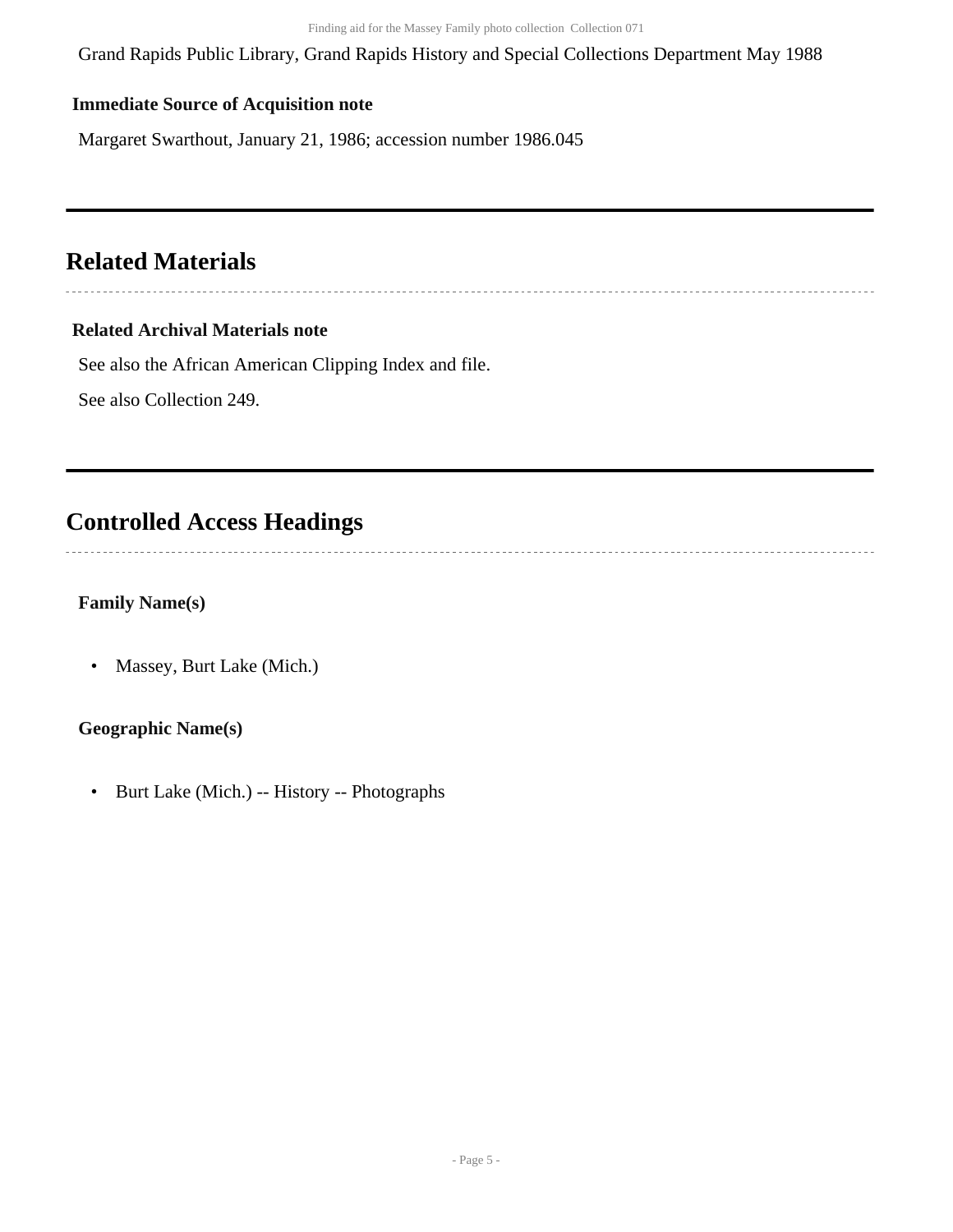Grand Rapids Public Library, Grand Rapids History and Special Collections Department May 1988

**Immediate Source of Acquisition note**

Margaret Swarthout, January 21, 1986; accession number 1986.045

## Related Materials

**Related Archival Materials note**

See also the African American Clipping Index and file.

See also Collection 249.

## Controlled Access Headings

**Family Name(s)**

- Massey, Burt Lake (Mich.)

**Geographic Name(s)**

- Burt Lake (Mich.) -- History -- Photographs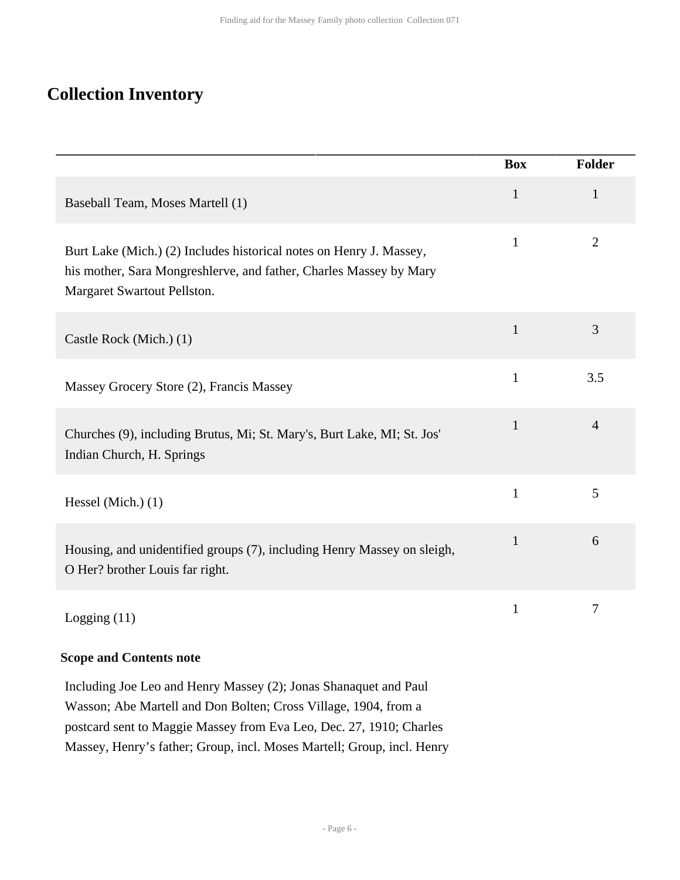## Collection Inventory

| | Box | Folder |
|---|---|---|
| Baseball Team, Moses Martell (1) | 1 | 1 |
| Burt Lake (Mich.) (2) Includes historical notes on Henry J. Massey, his mother, Sara Mongreshlerve, and father, Charles Massey by Mary Margaret Swartout Pellston. | 1 | 2 |
| Castle Rock (Mich.) (1) | 1 | 3 |
| Massey Grocery Store (2), Francis Massey | 1 | 3.5 |
| Churches (9), including Brutus, Mi; St. Mary's, Burt Lake, MI; St. Jos' Indian Church, H. Springs | 1 | 4 |
| Hessel (Mich.) (1) | 1 | 5 |
| Housing, and unidentified groups (7), including Henry Massey on sleigh, O Her? brother Louis far right. | 1 | 6 |
| Logging (11) | 1 | 7 |

**Scope and Contents note**

Including Joe Leo and Henry Massey (2); Jonas Shanaquet and Paul Wasson; Abe Martell and Don Bolten; Cross Village, 1904, from a postcard sent to Maggie Massey from Eva Leo, Dec. 27, 1910; Charles Massey, Henry’s father; Group, incl. Moses Martell; Group, incl. Henry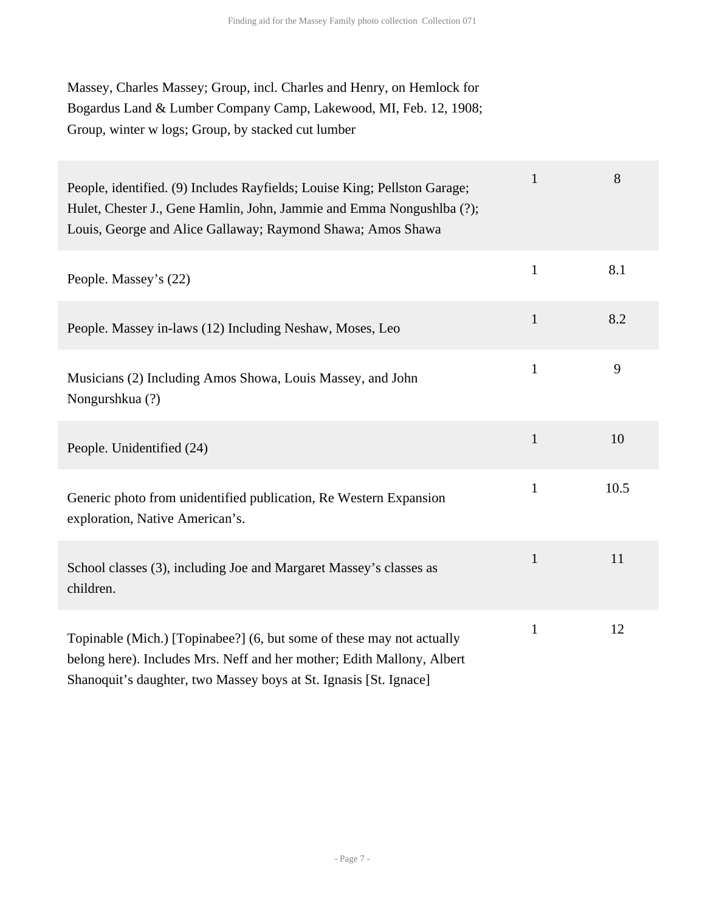Massey, Charles Massey; Group, incl. Charles and Henry, on Hemlock for Bogardus Land & Lumber Company Camp, Lakewood, MI, Feb. 12, 1908; Group, winter w logs; Group, by stacked cut lumber

| | | |
|---|---|---|
| People, identified. (9) Includes Rayfields; Louise King; Pellston Garage; Hulet, Chester J., Gene Hamlin, John, Jammie and Emma Nongushlba (?); Louis, George and Alice Gallaway; Raymond Shawa; Amos Shawa | 1 | 8 |
| People. Massey's (22) | 1 | 8.1 |
| People. Massey in-laws (12) Including Neshaw, Moses, Leo | 1 | 8.2 |
| Musicians (2) Including Amos Showa, Louis Massey, and John Nongurshkua (?) | 1 | 9 |
| People. Unidentified (24) | 1 | 10 |
| Generic photo from unidentified publication, Re Western Expansion exploration, Native American's. | 1 | 10.5 |
| School classes (3), including Joe and Margaret Massey's classes as children. | 1 | 11 |
| Topinable (Mich.) [Topinabee?] (6, but some of these may not actually belong here). Includes Mrs. Neff and her mother; Edith Mallony, Albert Shanoquit's daughter, two Massey boys at St. Ignasis [St. Ignace] | 1 | 12 |